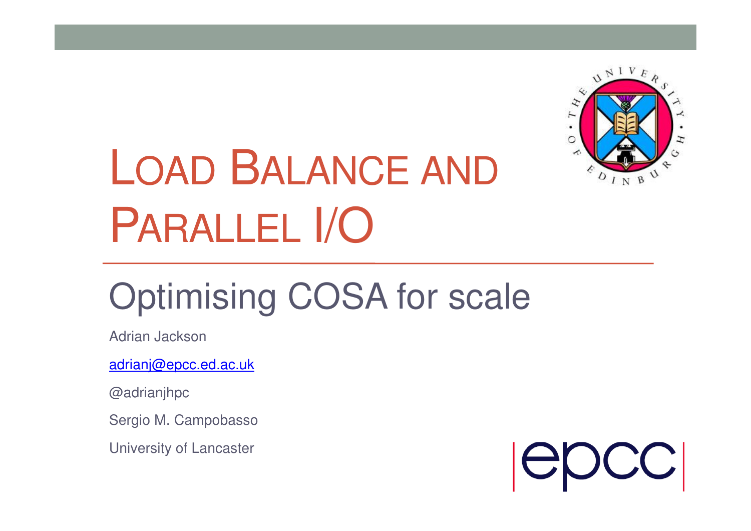# Load Balance and Parallel I/O

## Optimising COSA for scale

Adrian Jackson

adrianj@epcc.ed.ac.uk

@adrianjhpc

Sergio M. Campobasso

University of Lancaster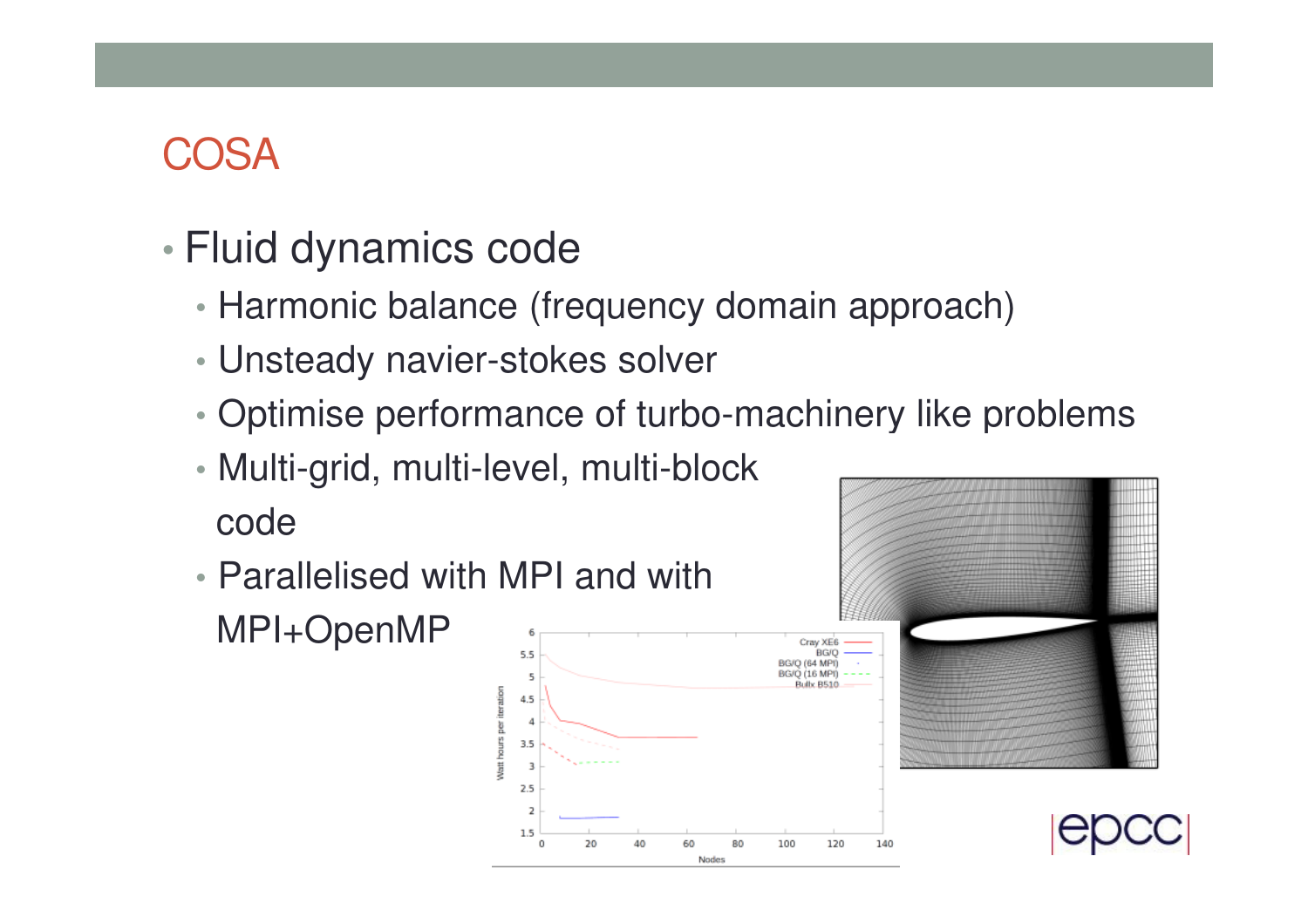# COSA

- Fluid dynamics code
  - Harmonic balance (frequency domain approach)
  - Unsteady navier-stokes solver
  - Optimise performance of turbo-machinery like problems
  - Multi-grid, multi-level, multi-block code
  - Parallelised with MPI and with MPI+OpenMP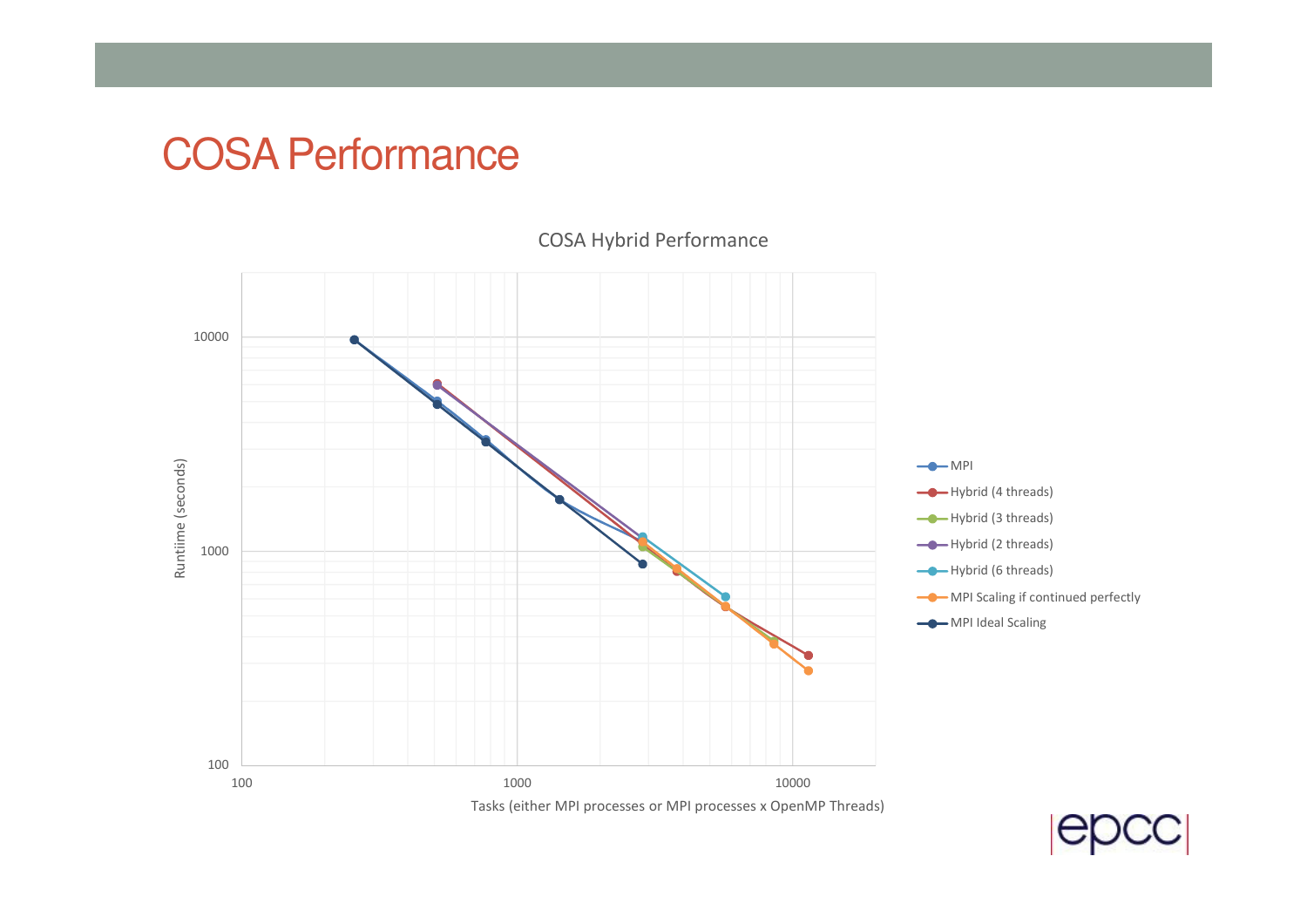# COSA Performance

COSA Hybrid Performance

Runtime (seconds)

Tasks (either MPI processes or MPI processes x OpenMP Threads)

- MPI
- Hybrid (4 threads)
- Hybrid (3 threads)
- Hybrid (2 threads)
- Hybrid (6 threads)
- MPI Scaling if continued perfectly
- MPI Ideal Scaling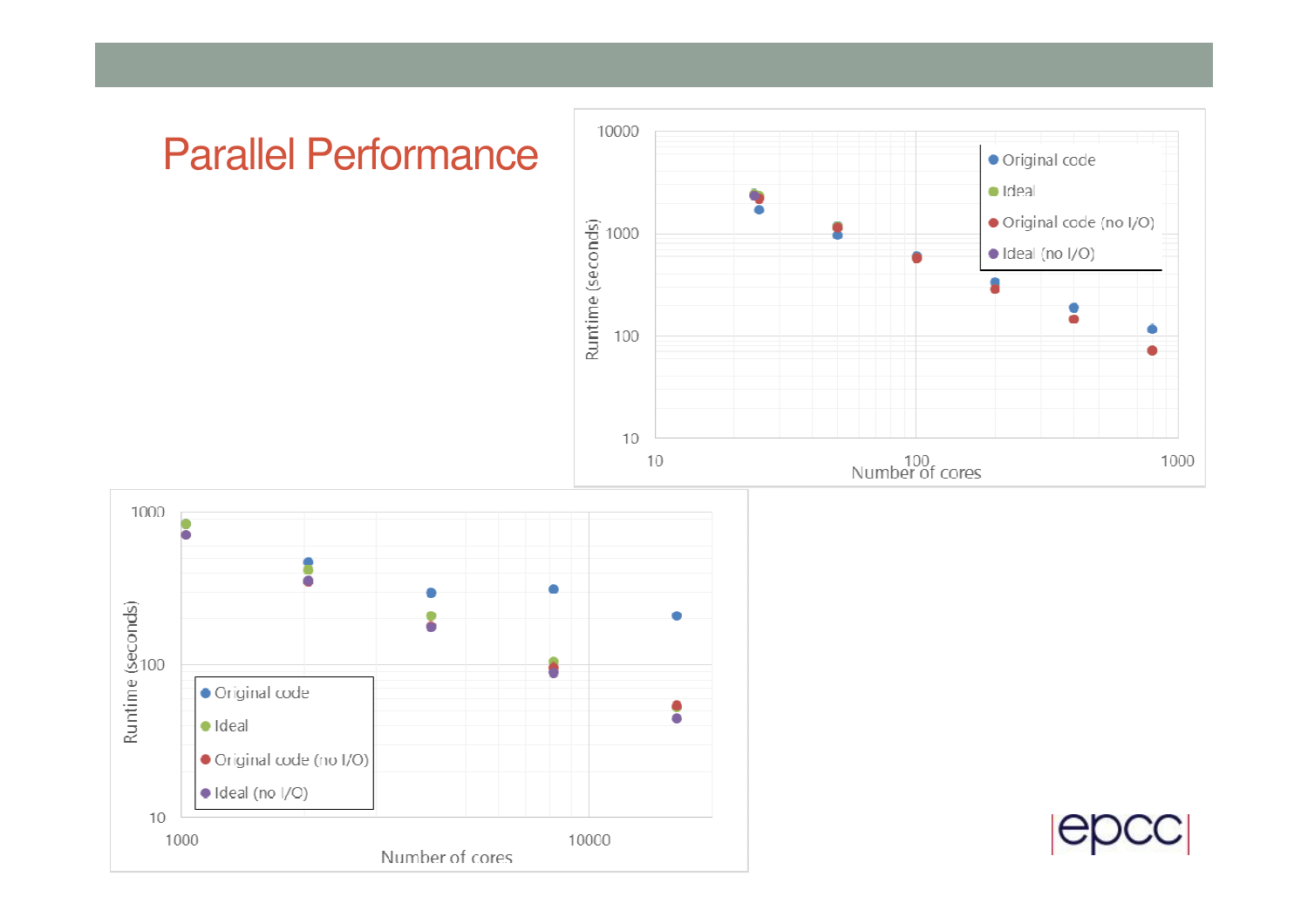# Parallel Performance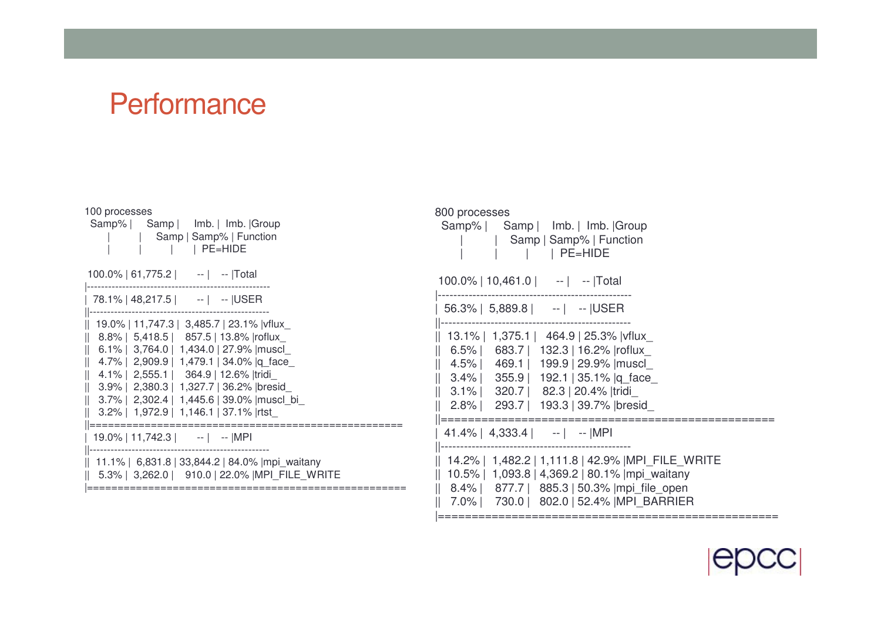# Performance

100 processes

```
 Samp% |    Samp |    Imb. |  Imb. |Group
       |         |    Samp | Samp% | Function
       |         |         |       | PE=HIDE

 100.0% | 61,775.2 |      -- |   -- |Total
|----------------------------------------------------
| 78.1% | 48,217.5 |      -- |   -- |USER
||---------------------------------------------------
|| 19.0% | 11,747.3 | 3,485.7 | 23.1% |vflux_
||  8.8% |  5,418.5 |   857.5 | 13.8% |roflux_
||  6.1% |  3,764.0 | 1,434.0 | 27.9% |muscl_
||  4.7% |  2,909.9 | 1,479.1 | 34.0% |q_face_
||  4.1% |  2,555.1 |   364.9 | 12.6% |tridi_
||  3.9% |  2,380.3 | 1,327.7 | 36.2% |bresid_
||  3.7% |  2,302.4 | 1,445.6 | 39.0% |muscl_bi_
||  3.2% |  1,972.9 | 1,146.1 | 37.1% |rtst_
||===================================================
| 19.0% | 11,742.3 |      -- |   -- |MPI
||---------------------------------------------------
|| 11.1% |  6,831.8 | 33,844.2 | 84.0% |mpi_waitany
||  5.3% |  3,262.0 |    910.0 | 22.0% |MPI_FILE_WRITE
|====================================================
```

800 processes

```
 Samp% |    Samp |    Imb. |  Imb. |Group
       |         |    Samp | Samp% | Function
       |         |         |       | PE=HIDE

 100.0% | 10,461.0 |      -- |   -- |Total
|----------------------------------------------------
| 56.3% |  5,889.8 |      -- |   -- |USER
||---------------------------------------------------
|| 13.1% |  1,375.1 |   464.9 | 25.3% |vflux_
||  6.5% |    683.7 |   132.3 | 16.2% |roflux_
||  4.5% |    469.1 |   199.9 | 29.9% |muscl_
||  3.4% |    355.9 |   192.1 | 35.1% |q_face_
||  3.1% |    320.7 |    82.3 | 20.4% |tridi_
||  2.8% |    293.7 |   193.3 | 39.7% |bresid_
||===================================================
| 41.4% |  4,333.4 |      -- |   -- |MPI
||---------------------------------------------------
|| 14.2% |  1,482.2 | 1,111.8 | 42.9% |MPI_FILE_WRITE
|| 10.5% |  1,093.8 | 4,369.2 | 80.1% |mpi_waitany
||  8.4% |    877.7 |   885.3 | 50.3% |mpi_file_open
||  7.0% |    730.0 |   802.0 | 52.4% |MPI_BARRIER
|====================================================
```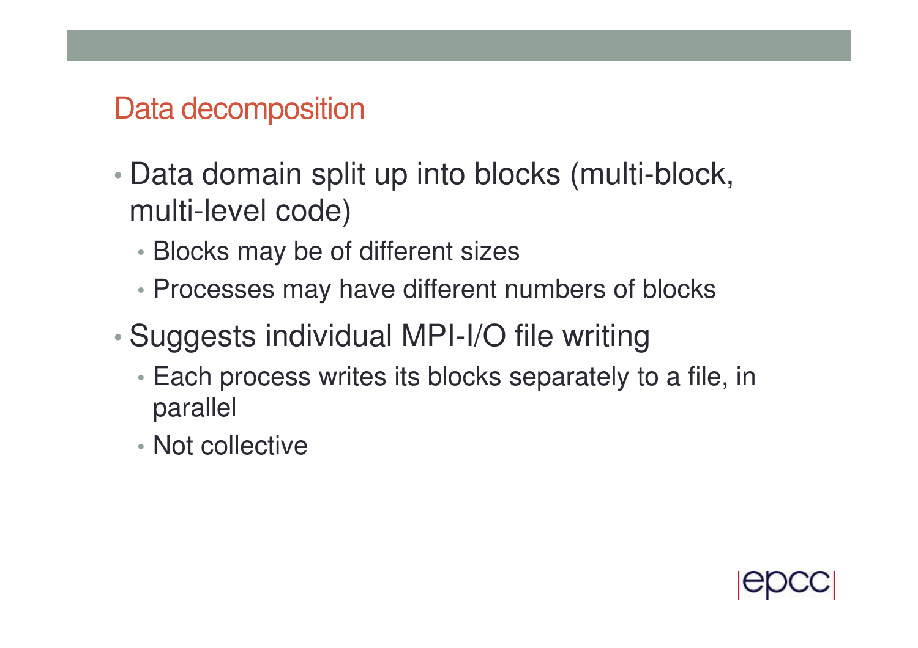## Data decomposition

- Data domain split up into blocks (multi-block, multi-level code)
  - Blocks may be of different sizes
  - Processes may have different numbers of blocks
- Suggests individual MPI-I/O file writing
  - Each process writes its blocks separately to a file, in parallel
  - Not collective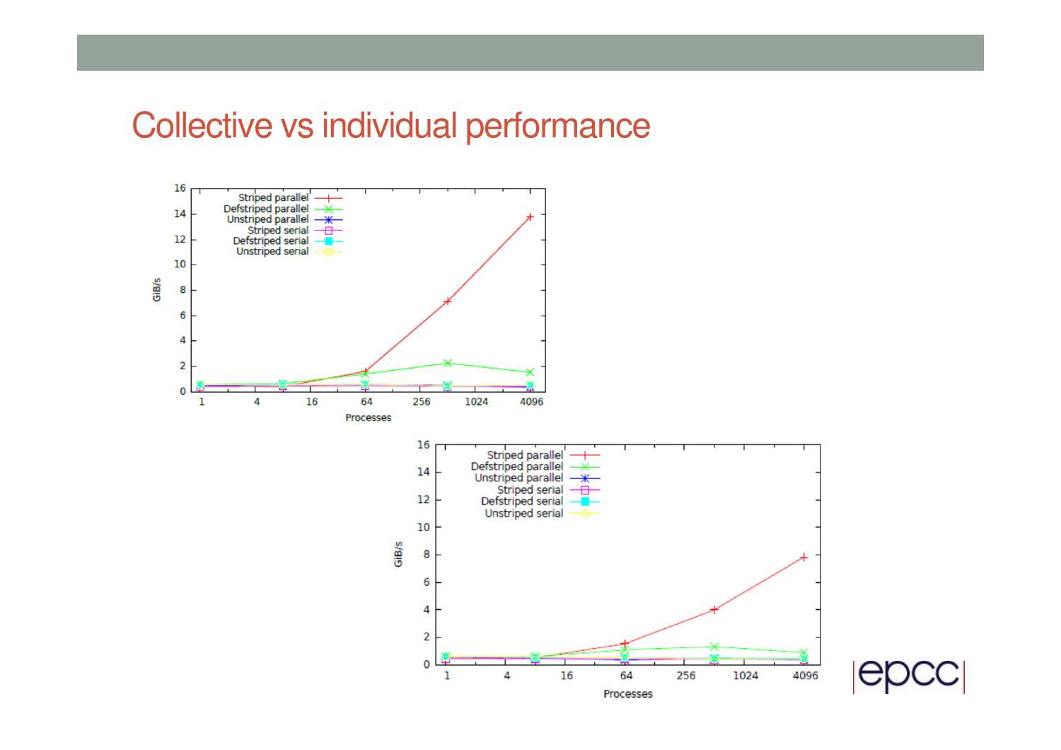# Collective vs individual performance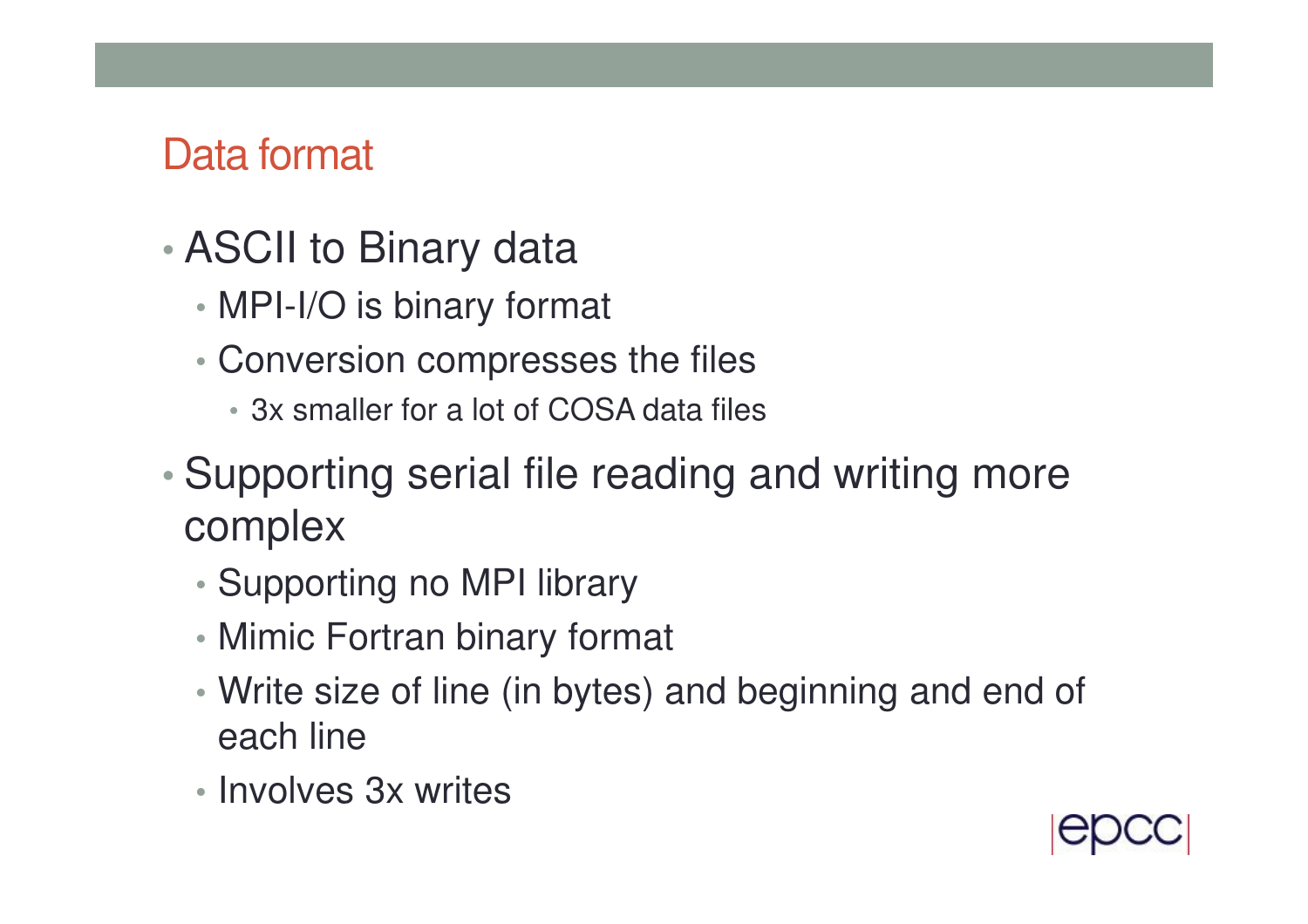## Data format

- ASCII to Binary data
  - MPI-I/O is binary format
  - Conversion compresses the files
    - 3x smaller for a lot of COSA data files
- Supporting serial file reading and writing more complex
  - Supporting no MPI library
  - Mimic Fortran binary format
  - Write size of line (in bytes) and beginning and end of each line
  - Involves 3x writes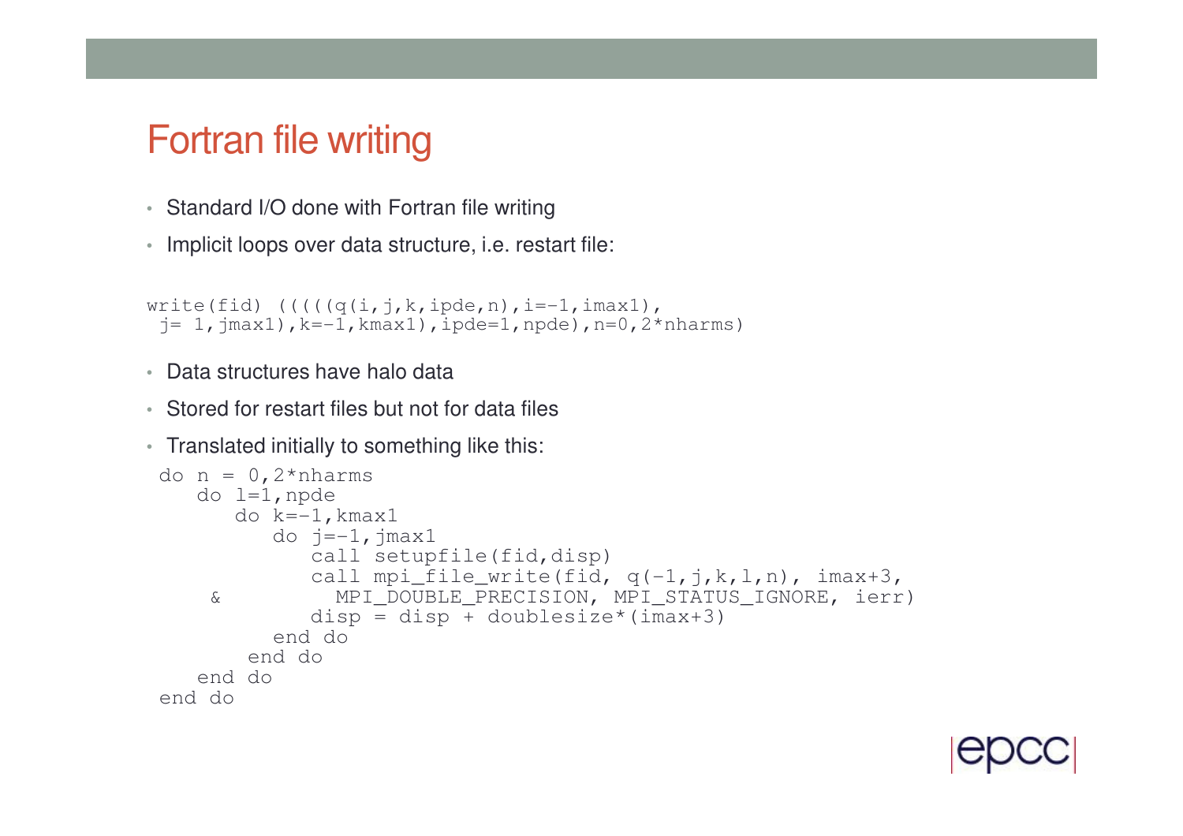# Fortran file writing

- Standard I/O done with Fortran file writing
- Implicit loops over data structure, i.e. restart file:

```
write(fid) (((((q(i,j,k,ipde,n),i=-1,imax1),
 j= 1,jmax1),k=-1,kmax1),ipde=1,npde),n=0,2*nharms)
```

- Data structures have halo data
- Stored for restart files but not for data files
- Translated initially to something like this:

```
 do n = 0,2*nharms
    do l=1,npde
       do k=-1,kmax1
          do j=-1,jmax1
             call setupfile(fid,disp)
             call mpi_file_write(fid, q(-1,j,k,l,n), imax+3,
     &         MPI_DOUBLE_PRECISION, MPI_STATUS_IGNORE, ierr)
             disp = disp + doublesize*(imax+3)
          end do
        end do
    end do
 end do
```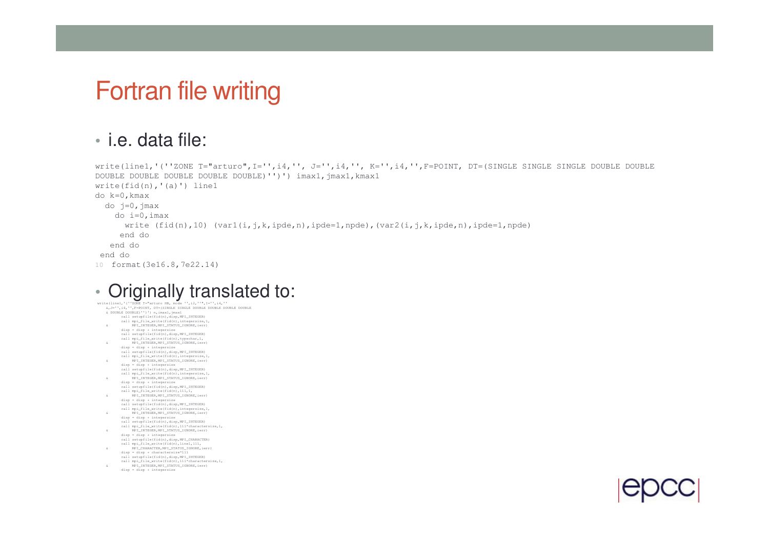# Fortran file writing

- i.e. data file:

```
write(line1,'(''ZONE T="arturo",I='',i4,'', J='',i4,'', K='',i4,'',F=POINT, DT=(SINGLE SINGLE SINGLE DOUBLE DOUBLE
DOUBLE DOUBLE DOUBLE DOUBLE DOUBLE)'')') imax1,jmax1,kmax1
write(fid(n),'(a)') line1
do k=0,kmax
  do j=0,jmax
    do i=0,imax
      write (fid(n),10) (var1(i,j,k,ipde,n),ipde=1,npde),(var2(i,j,k,ipde,n),ipde=1,npde)
     end do
   end do
 end do
10  format(3e16.8,7e22.14)
```

- Originally translated to:

```
write(line1,'(''ZONE T="arturo HB, mode '',i2,''",I='',i4,''
   &,J='',i4,'',F=POINT, DT=(SINGLE SINGLE DOUBLE DOUBLE DOUBLE
   & DOUBLE DOUBLE)'')') n,imax1,jmax1
        call setupfile(fid(n),disp,MPI_INTEGER)
        call mpi_file_write(fid(n),integersize,1,
   &         MPI_INTEGER,MPI_STATUS_IGNORE,ierr)
        disp = disp + integersize
        call setupfile(fid(n),disp,MPI_INTEGER)
        call mpi_file_write(fid(n),typechar,1,
   &         MPI_INTEGER,MPI_STATUS_IGNORE,ierr)
        disp = disp + integersize
        call setupfile(fid(n),disp,MPI_INTEGER)
        call mpi_file_write(fid(n),integersize,1,
   &         MPI_INTEGER,MPI_STATUS_IGNORE,ierr)
        disp = disp + integersize
        call setupfile(fid(n),disp,MPI_INTEGER)
        call mpi_file_write(fid(n),integersize,1,
   &         MPI_INTEGER,MPI_STATUS_IGNORE,ierr)
        disp = disp + integersize
        call setupfile(fid(n),disp,MPI_INTEGER)
        call mpi_file_write(fid(n),111,1,
   &         MPI_INTEGER,MPI_STATUS_IGNORE,ierr)
        disp = disp + integersize
        call setupfile(fid(n),disp,MPI_INTEGER)
        call mpi_file_write(fid(n),integersize,1,
   &         MPI_INTEGER,MPI_STATUS_IGNORE,ierr)
        disp = disp + integersize
        call setupfile(fid(n),disp,MPI_INTEGER)
        call mpi_file_write(fid(n),111*charactersize,1,
   &         MPI_INTEGER,MPI_STATUS_IGNORE,ierr)
        disp = disp + integersize
        call setupfile(fid(n),disp,MPI_CHARACTER)
        call mpi_file_write(fid(n),line1,111,
   &         MPI_CHARACTER,MPI_STATUS_IGNORE,ierr)
        disp = disp + charactersize*111
        call setupfile(fid(n),disp,MPI_INTEGER)
        call mpi_file_write(fid(n),111*charactersize,1,
   &         MPI_INTEGER,MPI_STATUS_IGNORE,ierr)
        disp = disp + integersize
```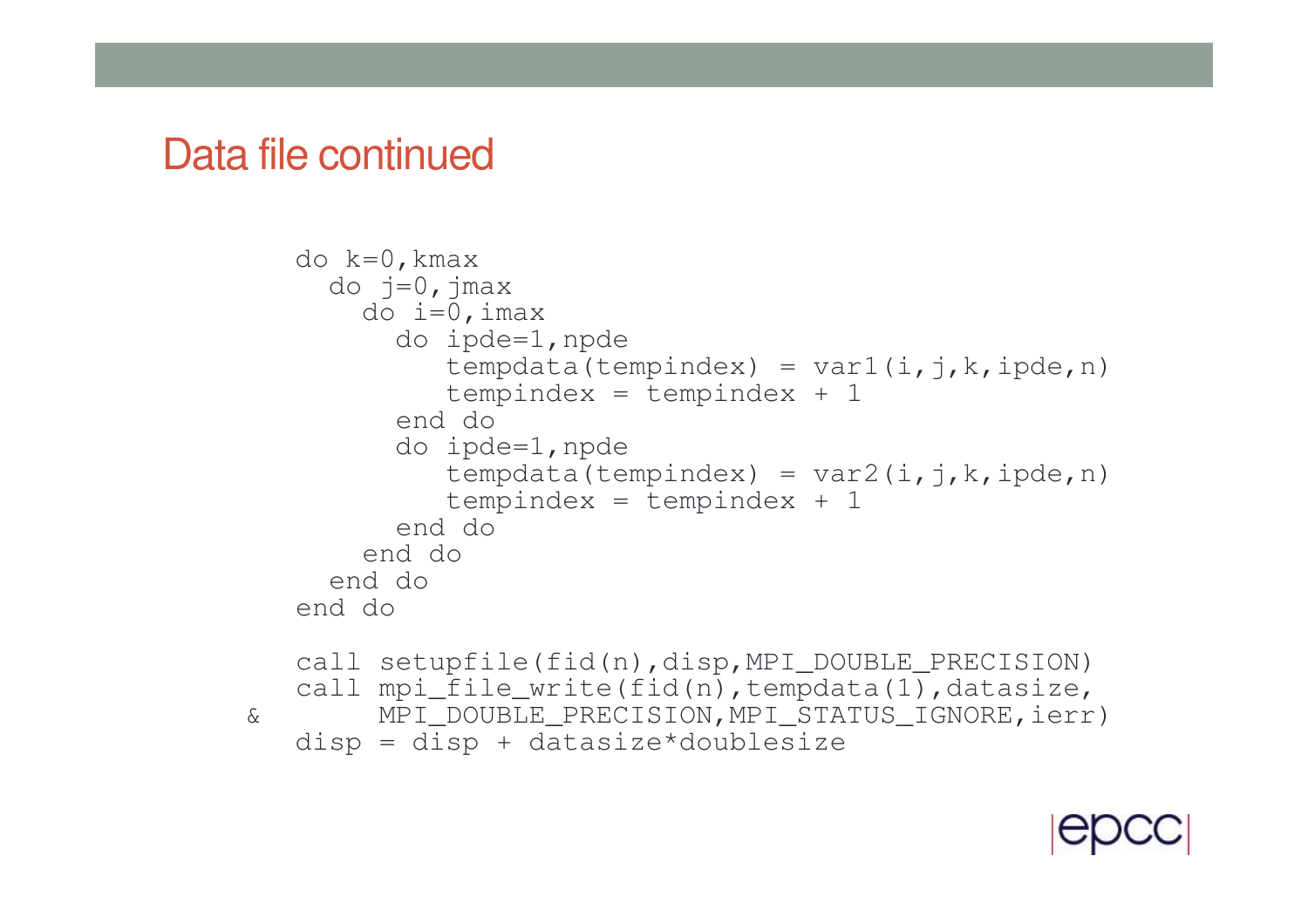# Data file continued

```
do k=0,kmax
  do j=0,jmax
    do i=0,imax
      do ipde=1,npde
         tempdata(tempindex) = var1(i,j,k,ipde,n)
         tempindex = tempindex + 1
      end do
      do ipde=1,npde
         tempdata(tempindex) = var2(i,j,k,ipde,n)
         tempindex = tempindex + 1
      end do
    end do
  end do
end do

call setupfile(fid(n),disp,MPI_DOUBLE_PRECISION)
call mpi_file_write(fid(n),tempdata(1),datasize,
&     MPI_DOUBLE_PRECISION,MPI_STATUS_IGNORE,ierr)
disp = disp + datasize*doublesize
```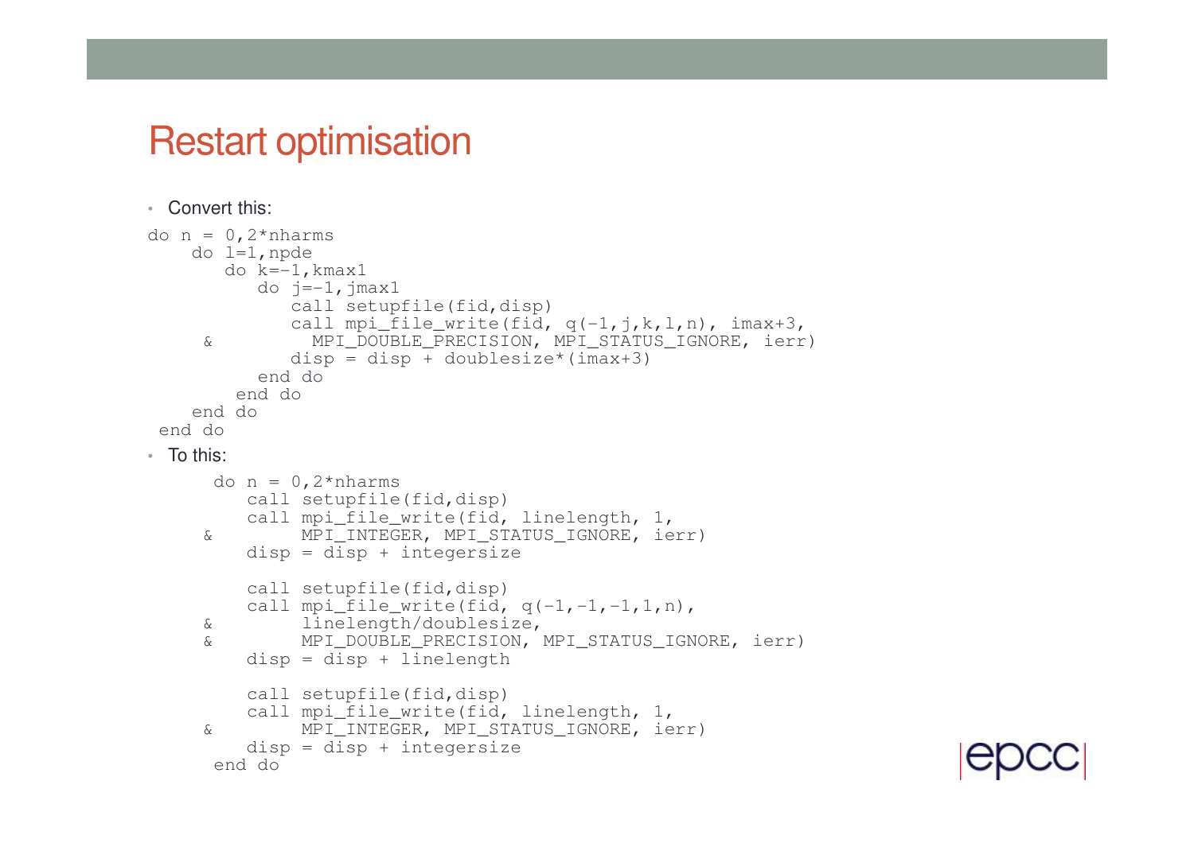# Restart optimisation

- Convert this:

```
do n = 0,2*nharms
    do l=1,npde
       do k=-1,kmax1
          do j=-1,jmax1
             call setupfile(fid,disp)
             call mpi_file_write(fid, q(-1,j,k,l,n), imax+3,
     &         MPI_DOUBLE_PRECISION, MPI_STATUS_IGNORE, ierr)
             disp = disp + doublesize*(imax+3)
          end do
        end do
    end do
 end do
```

- To this:

```
      do n = 0,2*nharms
         call setupfile(fid,disp)
         call mpi_file_write(fid, linelength, 1,
     &        MPI_INTEGER, MPI_STATUS_IGNORE, ierr)
         disp = disp + integersize

         call setupfile(fid,disp)
         call mpi_file_write(fid, q(-1,-1,-1,1,n),
     &        linelength/doublesize,
     &        MPI_DOUBLE_PRECISION, MPI_STATUS_IGNORE, ierr)
         disp = disp + linelength

         call setupfile(fid,disp)
         call mpi_file_write(fid, linelength, 1,
     &        MPI_INTEGER, MPI_STATUS_IGNORE, ierr)
         disp = disp + integersize
      end do
```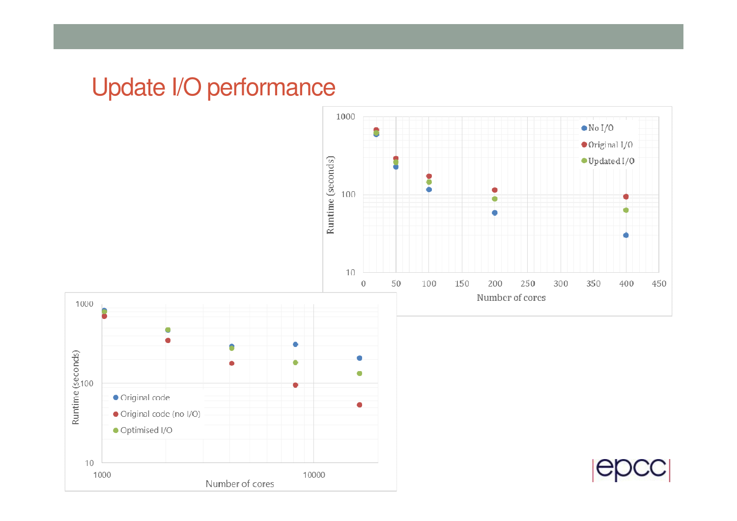# Update I/O performance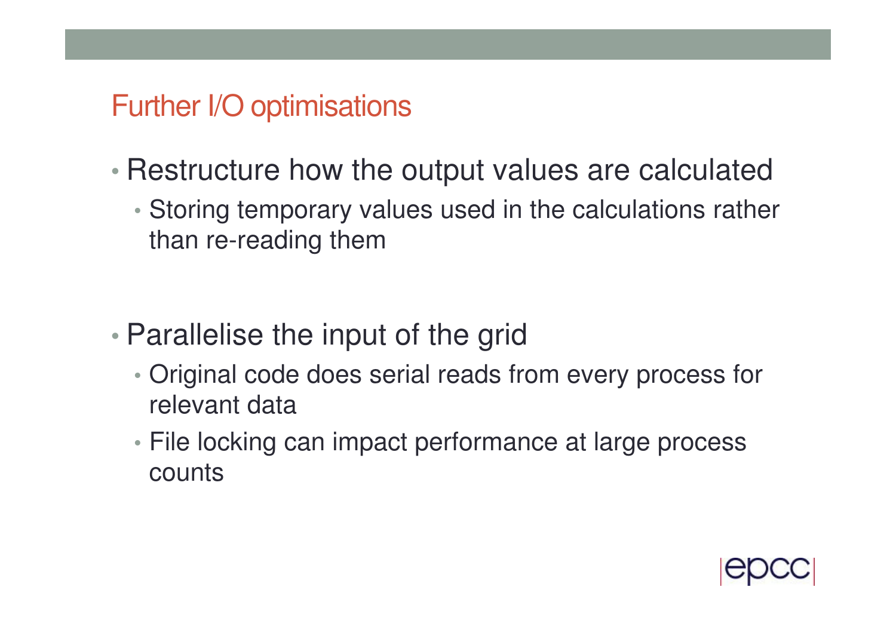## Further I/O optimisations

- Restructure how the output values are calculated
  - Storing temporary values used in the calculations rather than re-reading them
- Parallelise the input of the grid
  - Original code does serial reads from every process for relevant data
  - File locking can impact performance at large process counts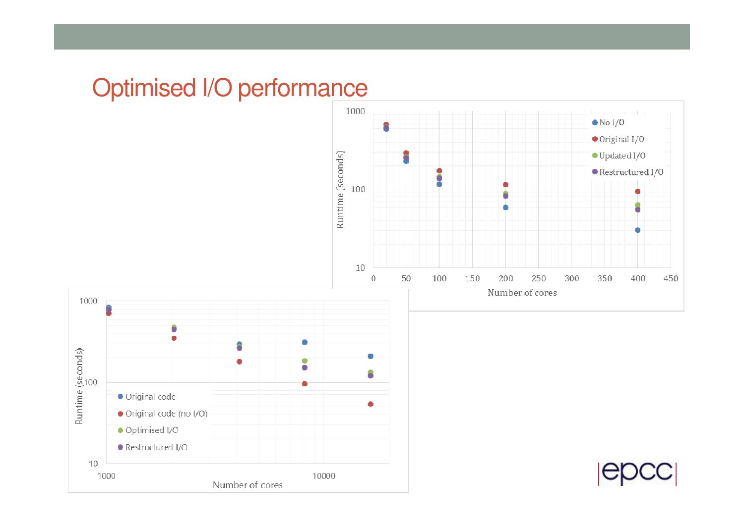# Optimised I/O performance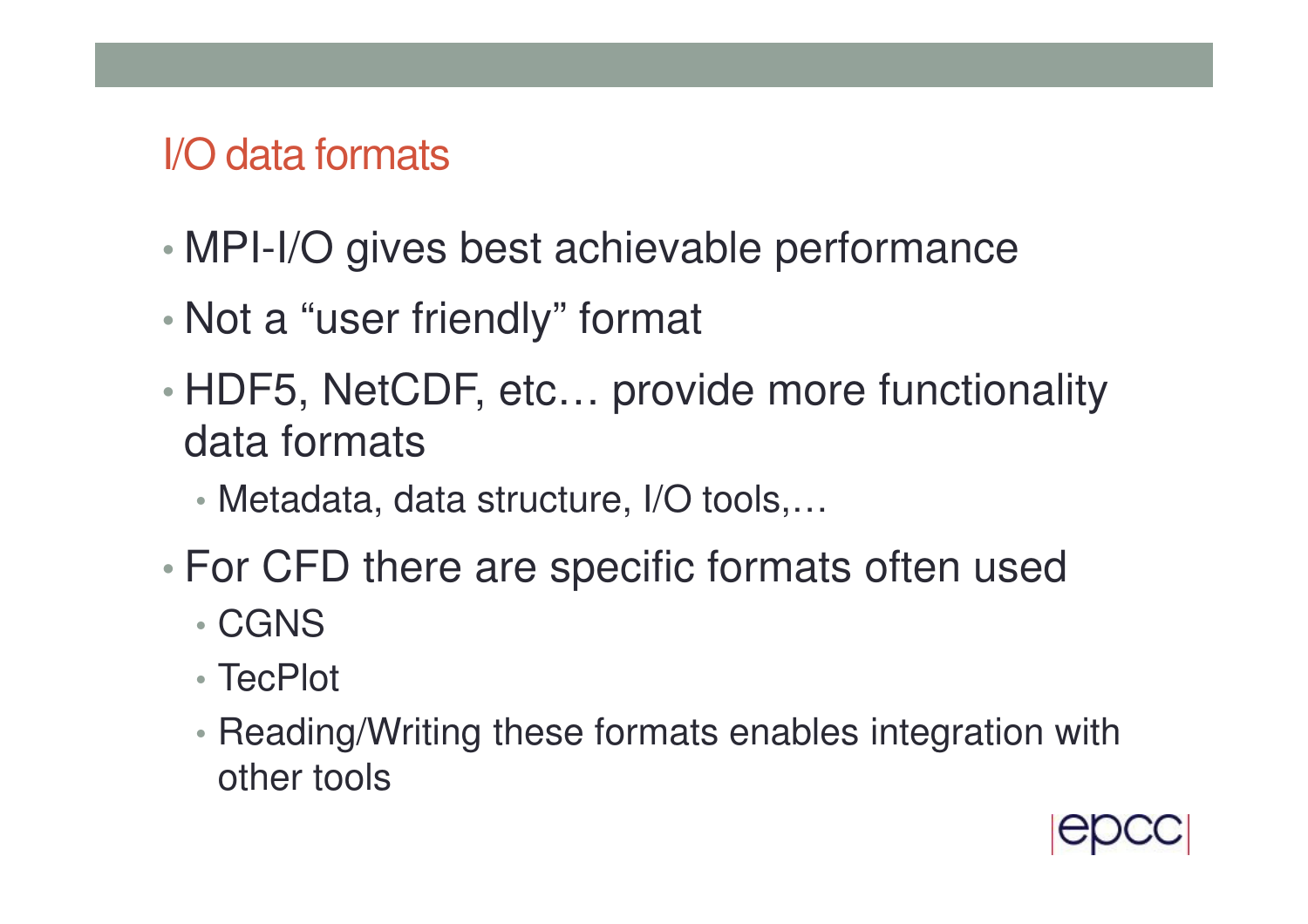## I/O data formats

- MPI-I/O gives best achievable performance
- Not a “user friendly” format
- HDF5, NetCDF, etc… provide more functionality data formats
  - Metadata, data structure, I/O tools,…
- For CFD there are specific formats often used
  - CGNS
  - TecPlot
  - Reading/Writing these formats enables integration with other tools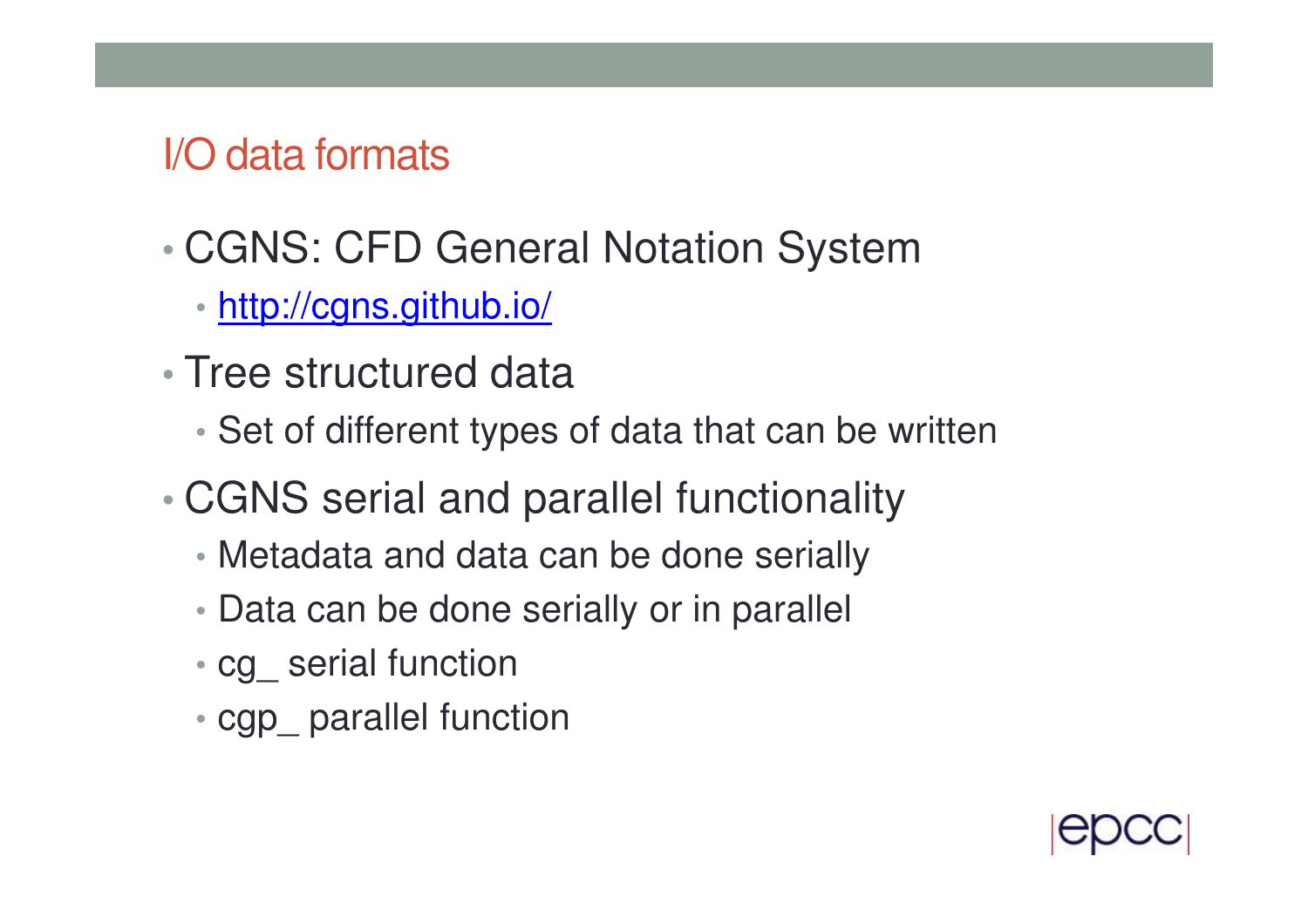## I/O data formats

- CGNS: CFD General Notation System
  - [http://cgns.github.io/](http://cgns.github.io/)
- Tree structured data
  - Set of different types of data that can be written
- CGNS serial and parallel functionality
  - Metadata and data can be done serially
  - Data can be done serially or in parallel
  - cg_ serial function
  - cgp_ parallel function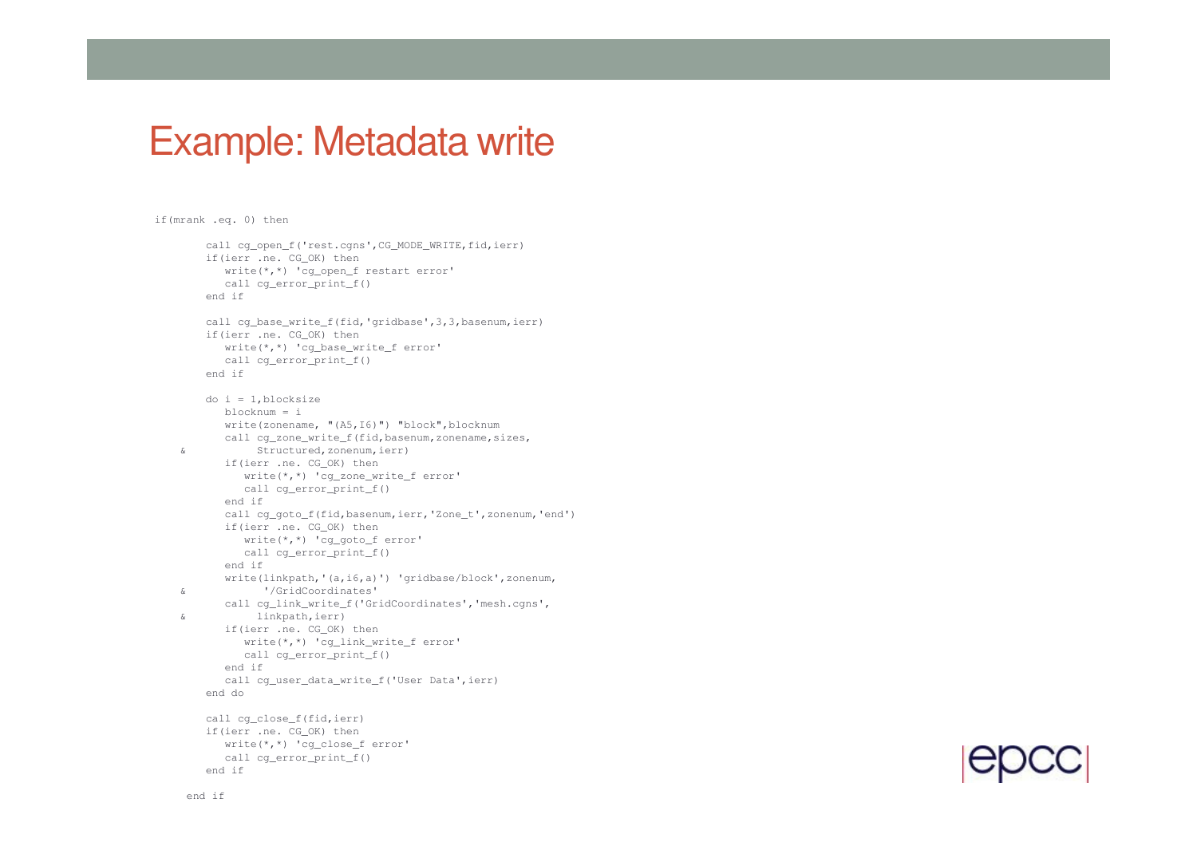# Example: Metadata write

```
if(mrank .eq. 0) then

        call cg_open_f('rest.cgns',CG_MODE_WRITE,fid,ierr)
        if(ierr .ne. CG_OK) then
           write(*,*) 'cg_open_f restart error'
           call cg_error_print_f()
        end if

        call cg_base_write_f(fid,'gridbase',3,3,basenum,ierr)
        if(ierr .ne. CG_OK) then
           write(*,*) 'cg_base_write_f error'
           call cg_error_print_f()
        end if

        do i = 1,blocksize
           blocknum = i
           write(zonename, "(A5,I6)") "block",blocknum
           call cg_zone_write_f(fid,basenum,zonename,sizes,
    &           Structured,zonenum,ierr)
           if(ierr .ne. CG_OK) then
              write(*,*) 'cg_zone_write_f error'
              call cg_error_print_f()
           end if
           call cg_goto_f(fid,basenum,ierr,'Zone_t',zonenum,'end')
           if(ierr .ne. CG_OK) then
              write(*,*) 'cg_goto_f error'
              call cg_error_print_f()
           end if
           write(linkpath,'(a,i6,a)') 'gridbase/block',zonenum,
    &            '/GridCoordinates'
           call cg_link_write_f('GridCoordinates','mesh.cgns',
    &           linkpath,ierr)
           if(ierr .ne. CG_OK) then
              write(*,*) 'cg_link_write_f error'
              call cg_error_print_f()
           end if
           call cg_user_data_write_f('User Data',ierr)
        end do

        call cg_close_f(fid,ierr)
        if(ierr .ne. CG_OK) then
           write(*,*) 'cg_close_f error'
           call cg_error_print_f()
        end if

     end if
```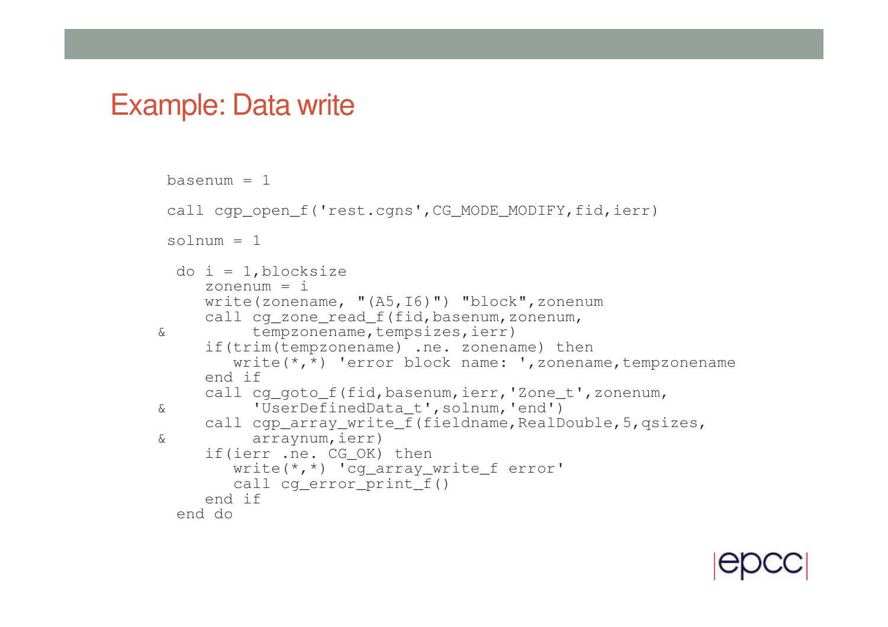# Example: Data write

```
 basenum = 1

 call cgp_open_f('rest.cgns',CG_MODE_MODIFY,fid,ierr)

 solnum = 1

  do i = 1,blocksize
     zonenum = i
     write(zonename, "(A5,I6)") "block",zonenum
     call cg_zone_read_f(fid,basenum,zonenum,
&         tempzonename,tempsizes,ierr)
     if(trim(tempzonename) .ne. zonename) then
        write(*,*) 'error block name: ',zonename,tempzonename
     end if
     call cg_goto_f(fid,basenum,ierr,'Zone_t',zonenum,
&         'UserDefinedData_t',solnum,'end')
     call cgp_array_write_f(fieldname,RealDouble,5,qsizes,
&         arraynum,ierr)
     if(ierr .ne. CG_OK) then
        write(*,*) 'cg_array_write_f error'
        call cg_error_print_f()
     end if
  end do
```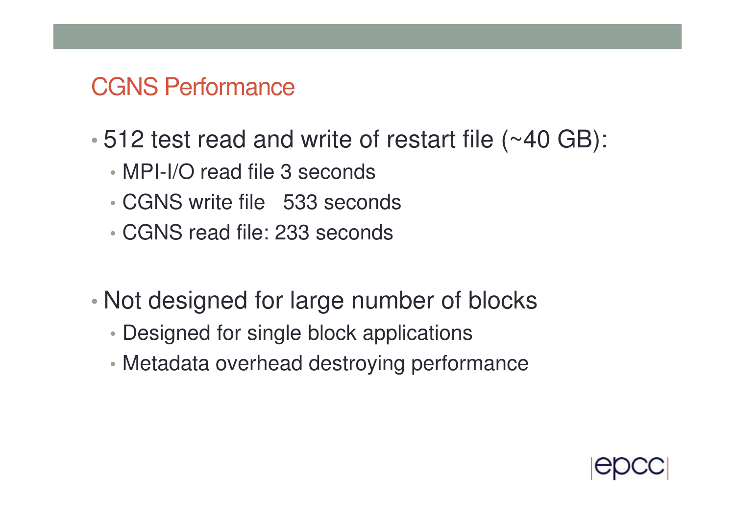# CGNS Performance

- 512 test read and write of restart file (~40 GB):
  - MPI-I/O read file 3 seconds
  - CGNS write file 533 seconds
  - CGNS read file: 233 seconds

- Not designed for large number of blocks
  - Designed for single block applications
  - Metadata overhead destroying performance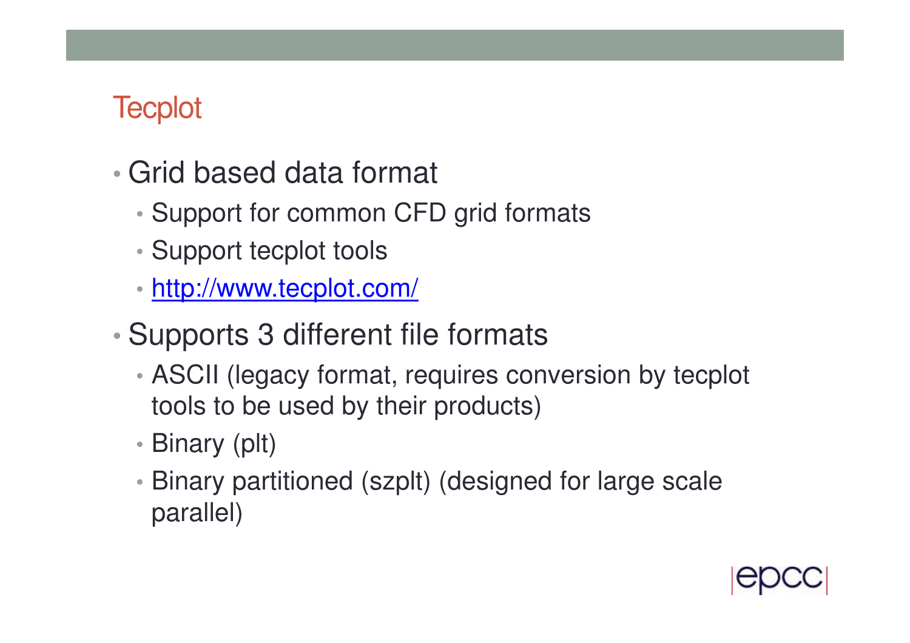# Tecplot

- Grid based data format
  - Support for common CFD grid formats
  - Support tecplot tools
  - [http://www.tecplot.com/](http://www.tecplot.com/)
- Supports 3 different file formats
  - ASCII (legacy format, requires conversion by tecplot tools to be used by their products)
  - Binary (plt)
  - Binary partitioned (szplt) (designed for large scale parallel)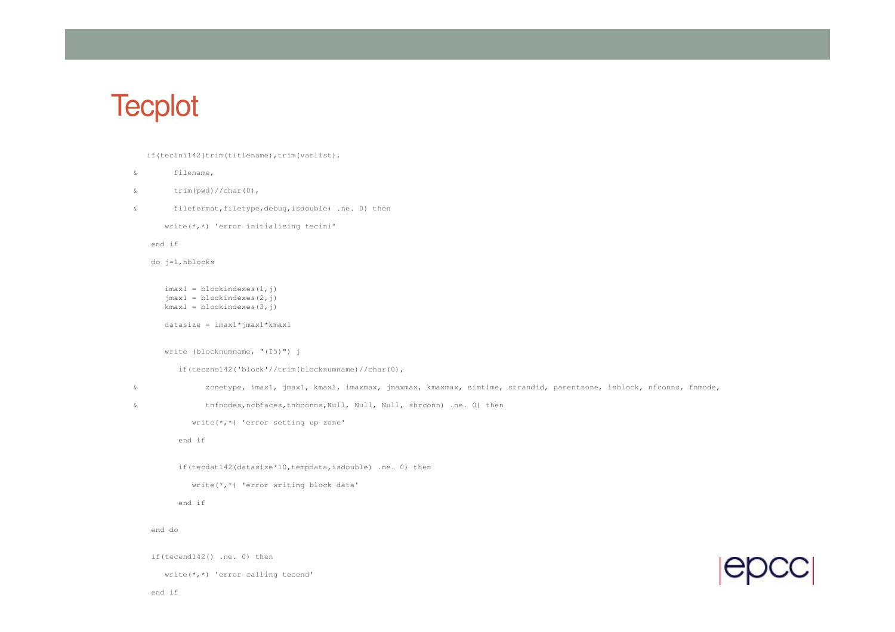# Tecplot

```fortran
   if(tecini142(trim(titlename),trim(varlist),
&        filename,
&        trim(pwd)//char(0),
&        fileformat,filetype,debug,isdouble) .ne. 0) then
       write(*,*) 'error initialising tecini'
    end if
    do j=1,nblocks

       imax1 = blockindexes(1,j)
       jmax1 = blockindexes(2,j)
       kmax1 = blockindexes(3,j)

       datasize = imax1*jmax1*kmax1

       write (blocknumname, "(I5)") j

          if(teczne142('block'//trim(blocknumname)//char(0),
&               zonetype, imax1, jmax1, kmax1, imaxmax, jmaxmax, kmaxmax, simtime, strandid, parentzone, isblock, nfconns, fnmode,
&               tnfnodes,ncbfaces,tnbconns,Null, Null, Null, shrconn) .ne. 0) then
             write(*,*) 'error setting up zone'
          end if

          if(tecdat142(datasize*10,tempdata,isdouble) .ne. 0) then
             write(*,*) 'error writing block data'
          end if

    end do

    if(tecend142() .ne. 0) then
       write(*,*) 'error calling tecend'
    end if
```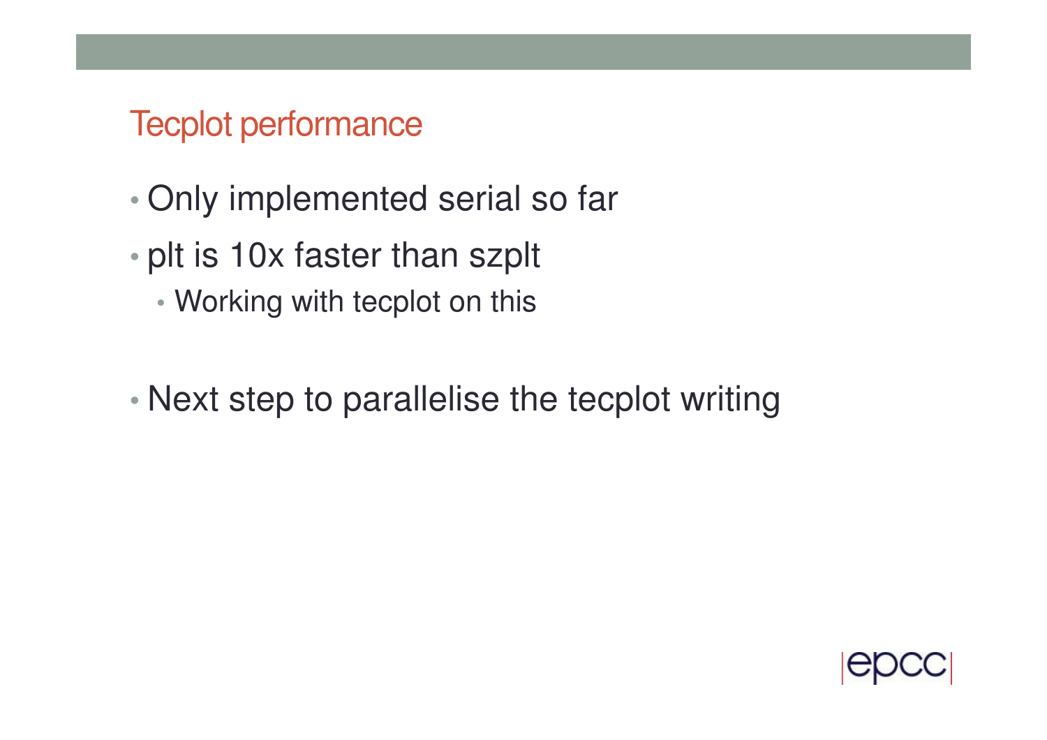## Tecplot performance

- Only implemented serial so far
- plt is 10x faster than szplt
  - Working with tecplot on this
- Next step to parallelise the tecplot writing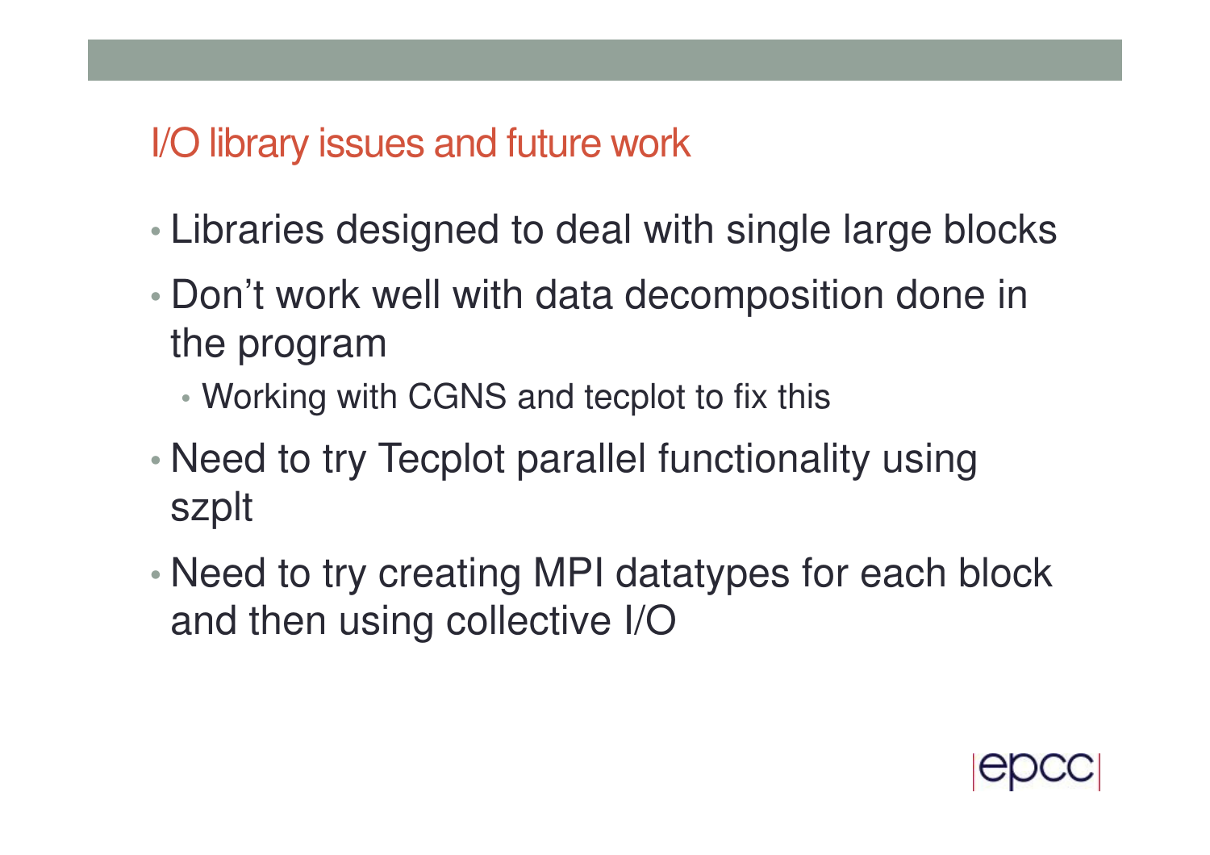## I/O library issues and future work

- Libraries designed to deal with single large blocks
- Don't work well with data decomposition done in the program
  - Working with CGNS and tecplot to fix this
- Need to try Tecplot parallel functionality using szplt
- Need to try creating MPI datatypes for each block and then using collective I/O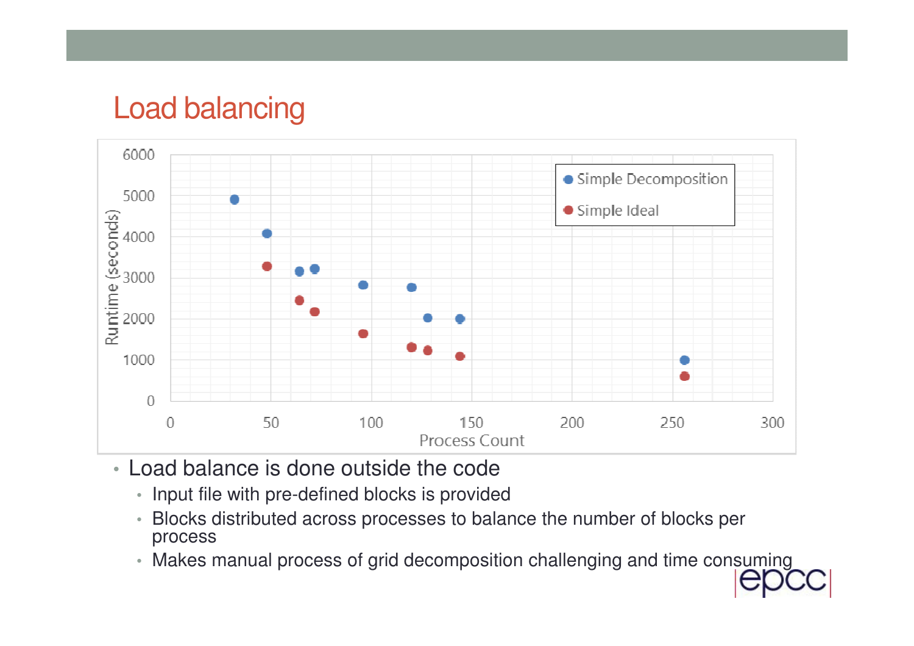# Load balancing

- Load balance is done outside the code
  - Input file with pre-defined blocks is provided
  - Blocks distributed across processes to balance the number of blocks per process
  - Makes manual process of grid decomposition challenging and time consuming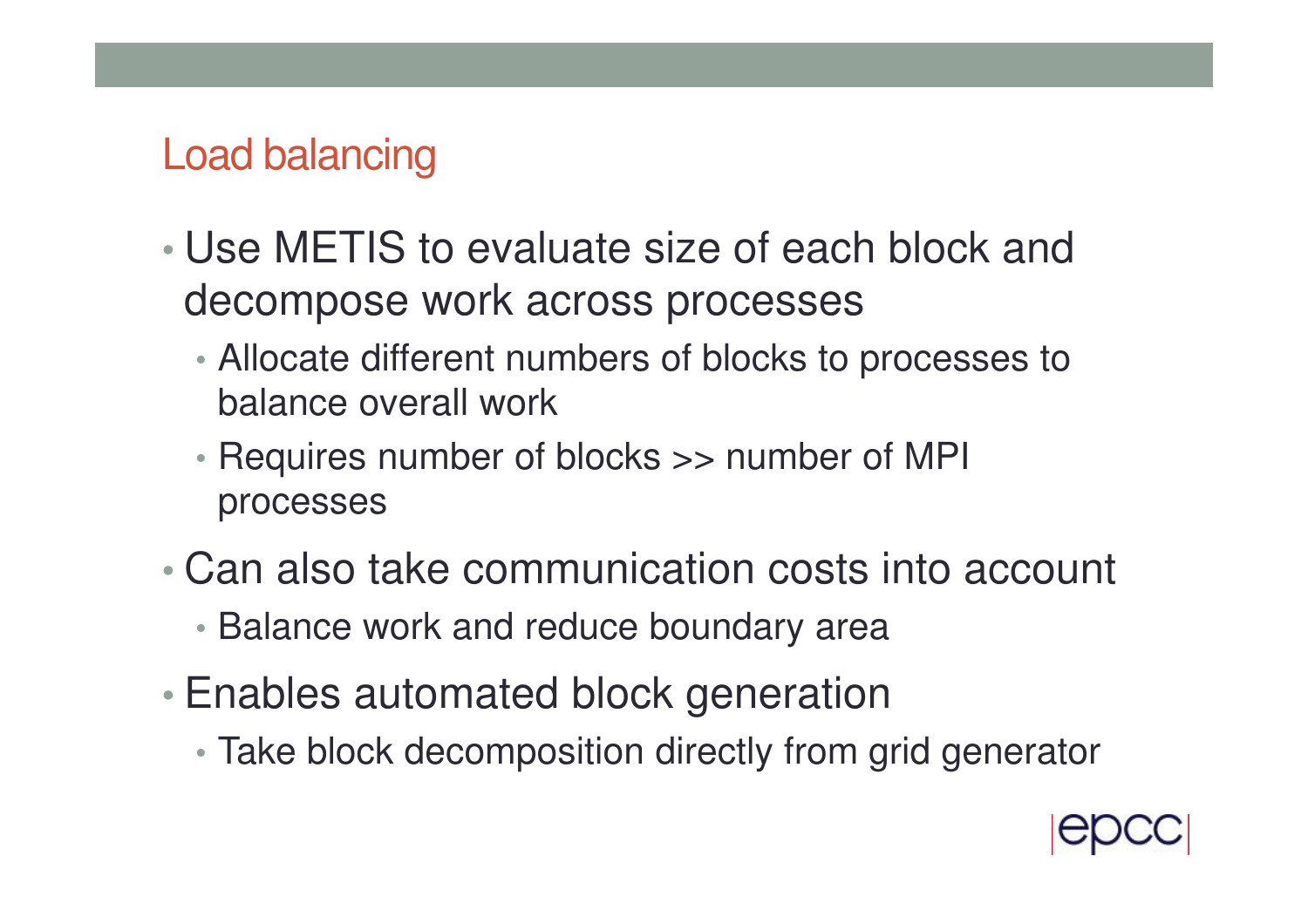## Load balancing

- Use METIS to evaluate size of each block and decompose work across processes
  - Allocate different numbers of blocks to processes to balance overall work
  - Requires number of blocks >> number of MPI processes
- Can also take communication costs into account
  - Balance work and reduce boundary area
- Enables automated block generation
  - Take block decomposition directly from grid generator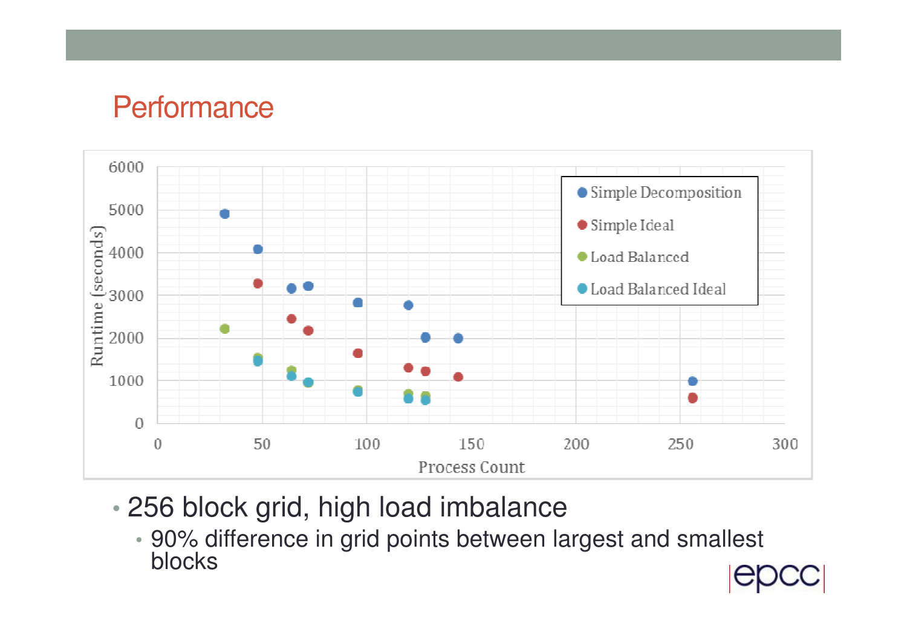# Performance

- 256 block grid, high load imbalance
  - 90% difference in grid points between largest and smallest blocks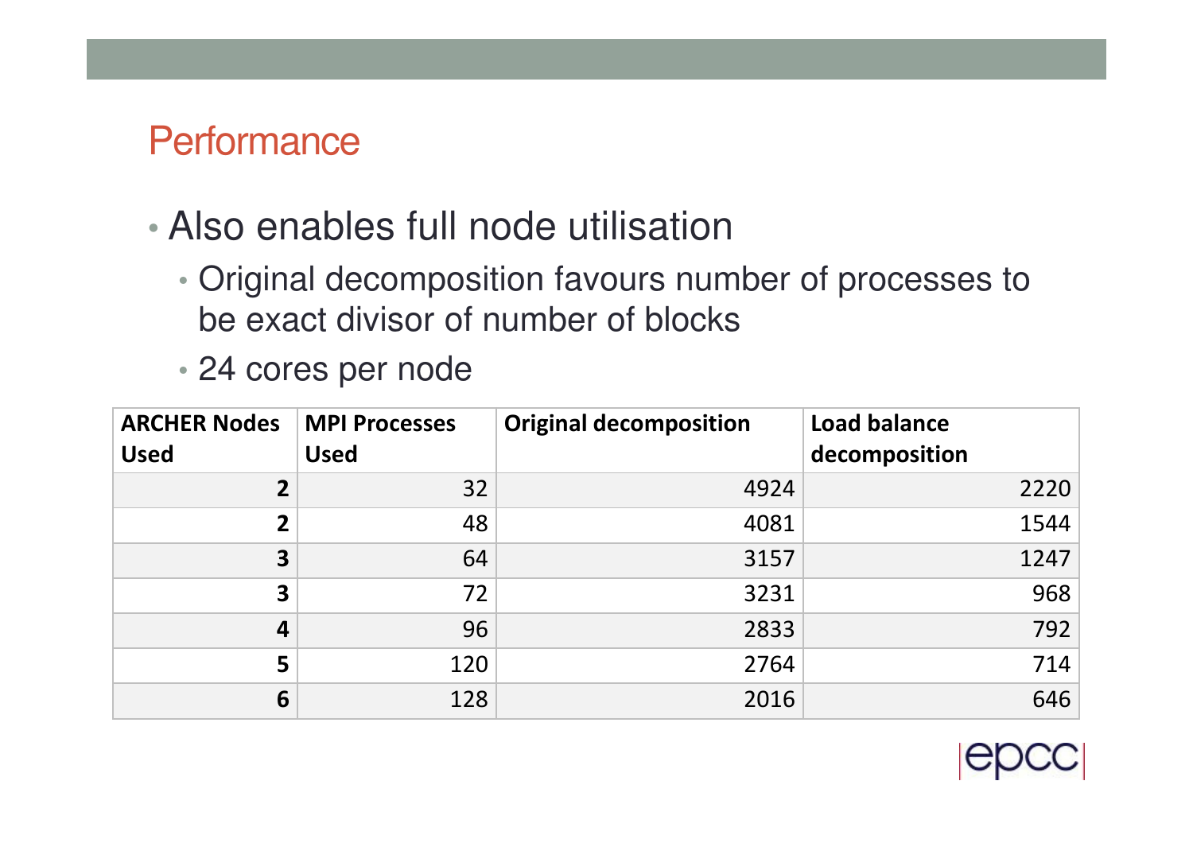# Performance

- Also enables full node utilisation
  - Original decomposition favours number of processes to be exact divisor of number of blocks
  - 24 cores per node

| ARCHER Nodes Used | MPI Processes Used | Original decomposition | Load balance decomposition |
|---:|---:|---:|---:|
| **2** | 32 | 4924 | 2220 |
| **2** | 48 | 4081 | 1544 |
| **3** | 64 | 3157 | 1247 |
| **3** | 72 | 3231 | 968 |
| **4** | 96 | 2833 | 792 |
| **5** | 120 | 2764 | 714 |
| **6** | 128 | 2016 | 646 |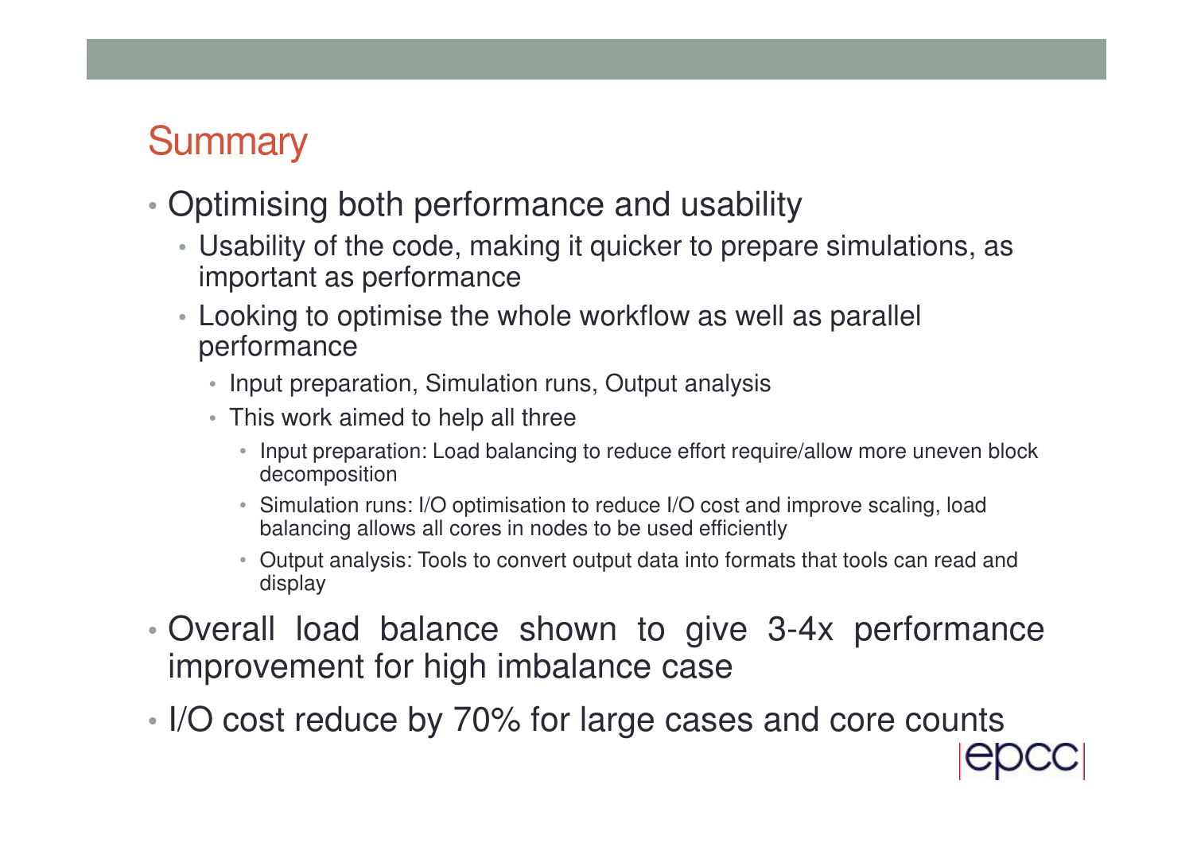## Summary

- Optimising both performance and usability
  - Usability of the code, making it quicker to prepare simulations, as important as performance
  - Looking to optimise the whole workflow as well as parallel performance
    - Input preparation, Simulation runs, Output analysis
    - This work aimed to help all three
      - Input preparation: Load balancing to reduce effort require/allow more uneven block decomposition
      - Simulation runs: I/O optimisation to reduce I/O cost and improve scaling, load balancing allows all cores in nodes to be used efficiently
      - Output analysis: Tools to convert output data into formats that tools can read and display
- Overall load balance shown to give 3-4x performance improvement for high imbalance case
- I/O cost reduce by 70% for large cases and core counts